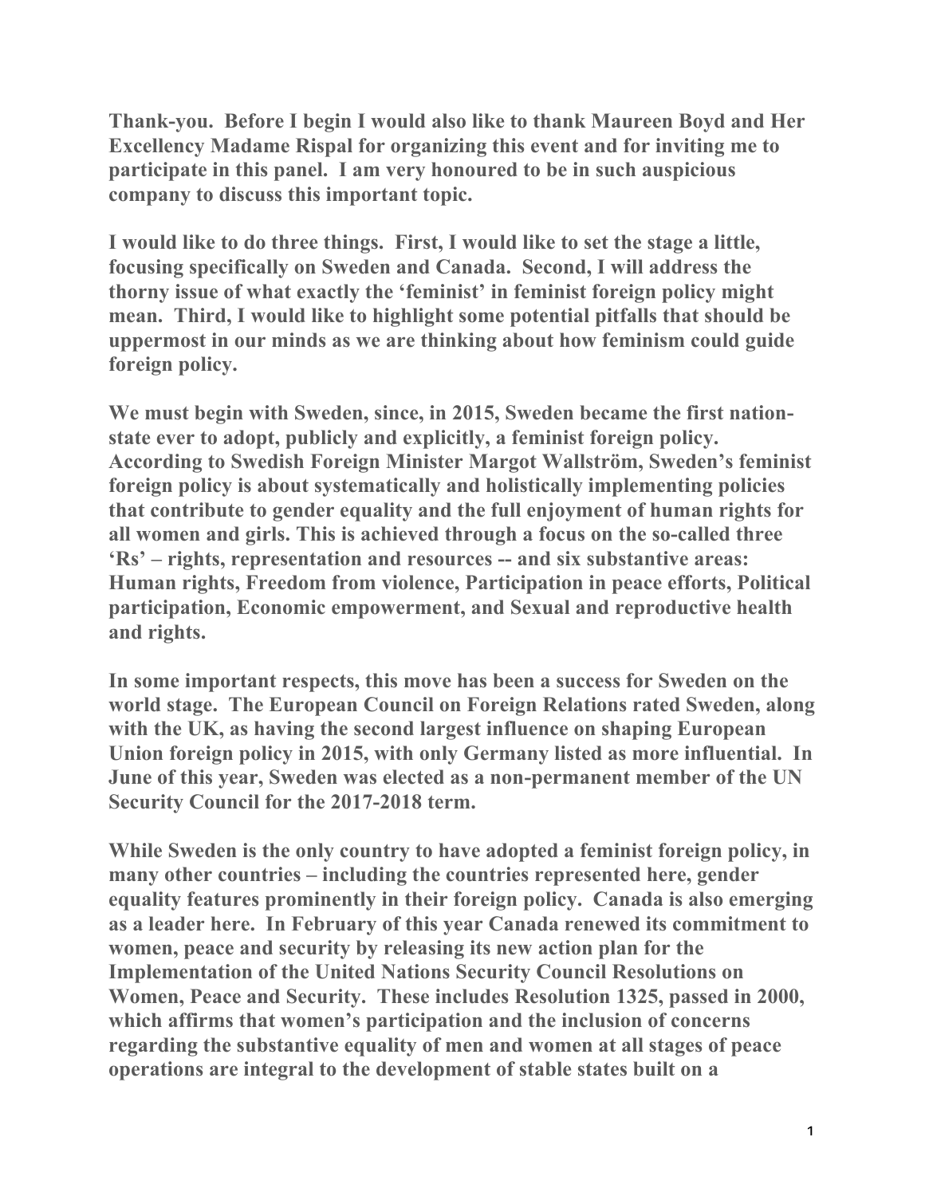**Thank-you. Before I begin I would also like to thank Maureen Boyd and Her Excellency Madame Rispal for organizing this event and for inviting me to participate in this panel. I am very honoured to be in such auspicious company to discuss this important topic.**

**I would like to do three things. First, I would like to set the stage a little, focusing specifically on Sweden and Canada. Second, I will address the thorny issue of what exactly the 'feminist' in feminist foreign policy might mean. Third, I would like to highlight some potential pitfalls that should be uppermost in our minds as we are thinking about how feminism could guide foreign policy.**

**We must begin with Sweden, since, in 2015, Sweden became the first nation-state ever to adopt, publicly and explicitly, a feminist foreign policy. According to Swedish Foreign Minister Margot Wallström, Sweden's feminist foreign policy is about systematically and holistically implementing policies that contribute to gender equality and the full enjoyment of human rights for all women and girls. This is achieved through a focus on the so-called three 'Rs' – rights, representation and resources -- and six substantive areas: Human rights, Freedom from violence, Participation in peace efforts, Political participation, Economic empowerment, and Sexual and reproductive health and rights.**

**In some important respects, this move has been a success for Sweden on the world stage. The European Council on Foreign Relations rated Sweden, along with the UK, as having the second largest influence on shaping European Union foreign policy in 2015, with only Germany listed as more influential. In June of this year, Sweden was elected as a non-permanent member of the UN Security Council for the 2017-2018 term.**

**While Sweden is the only country to have adopted a feminist foreign policy, in many other countries – including the countries represented here, gender equality features prominently in their foreign policy. Canada is also emerging as a leader here. In February of this year Canada renewed its commitment to women, peace and security by releasing its new action plan for the Implementation of the United Nations Security Council Resolutions on Women, Peace and Security. These includes Resolution 1325, passed in 2000, which affirms that women's participation and the inclusion of concerns regarding the substantive equality of men and women at all stages of peace operations are integral to the development of stable states built on a**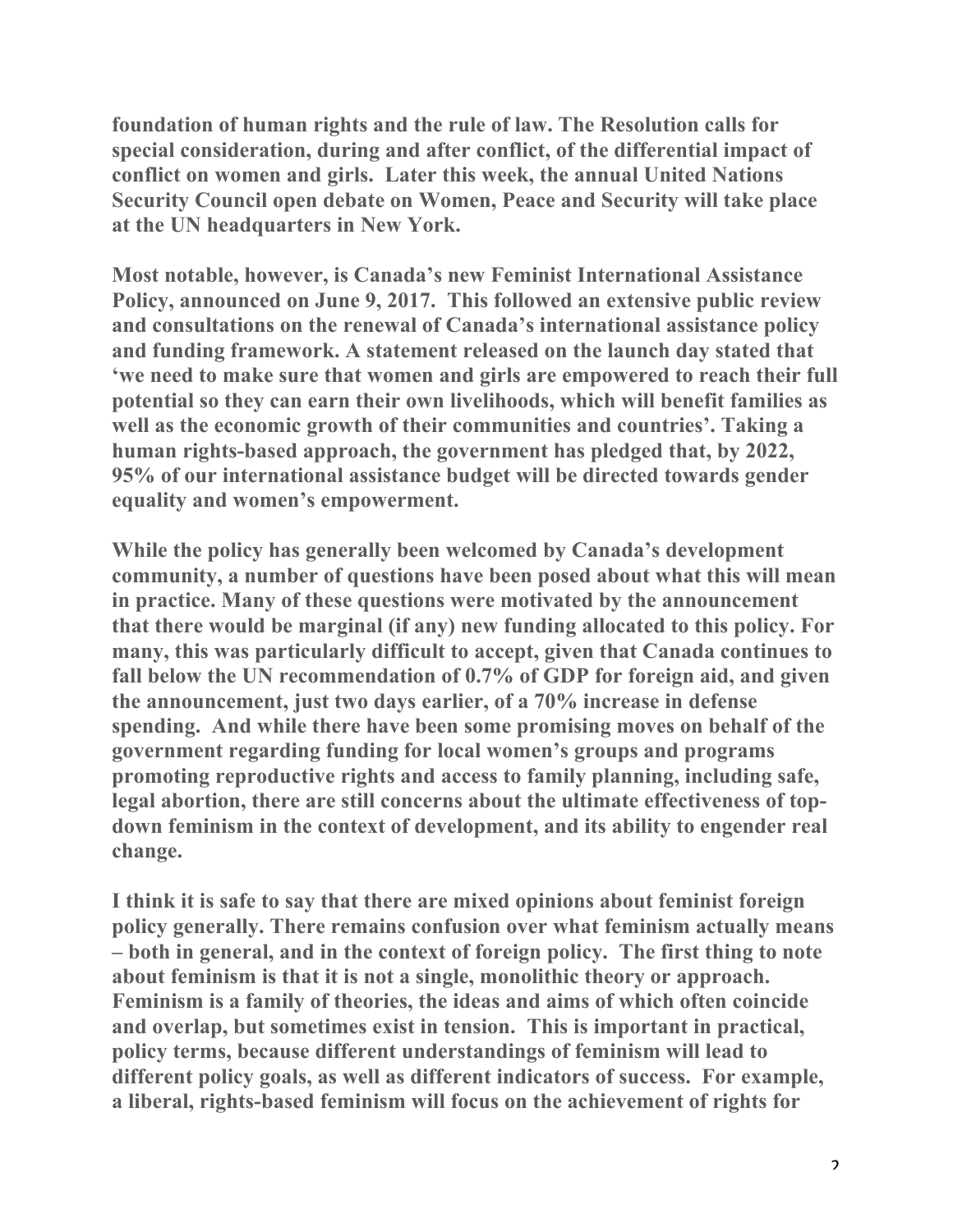foundation of human rights and the rule of law. The Resolution calls for special consideration, during and after conflict, of the differential impact of conflict on women and girls. Later this week, the annual United Nations Security Council open debate on Women, Peace and Security will take place at the UN headquarters in New York.

Most notable, however, is Canada's new Feminist International Assistance Policy, announced on June 9, 2017. This followed an extensive public review and consultations on the renewal of Canada's international assistance policy and funding framework. A statement released on the launch day stated that 'we need to make sure that women and girls are empowered to reach their full potential so they can earn their own livelihoods, which will benefit families as well as the economic growth of their communities and countries'. Taking a human rights-based approach, the government has pledged that, by 2022, 95% of our international assistance budget will be directed towards gender equality and women's empowerment.

While the policy has generally been welcomed by Canada's development community, a number of questions have been posed about what this will mean in practice. Many of these questions were motivated by the announcement that there would be marginal (if any) new funding allocated to this policy. For many, this was particularly difficult to accept, given that Canada continues to fall below the UN recommendation of 0.7% of GDP for foreign aid, and given the announcement, just two days earlier, of a 70% increase in defense spending. And while there have been some promising moves on behalf of the government regarding funding for local women's groups and programs promoting reproductive rights and access to family planning, including safe, legal abortion, there are still concerns about the ultimate effectiveness of top-down feminism in the context of development, and its ability to engender real change.

I think it is safe to say that there are mixed opinions about feminist foreign policy generally. There remains confusion over what feminism actually means – both in general, and in the context of foreign policy. The first thing to note about feminism is that it is not a single, monolithic theory or approach. Feminism is a family of theories, the ideas and aims of which often coincide and overlap, but sometimes exist in tension. This is important in practical, policy terms, because different understandings of feminism will lead to different policy goals, as well as different indicators of success. For example, a liberal, rights-based feminism will focus on the achievement of rights for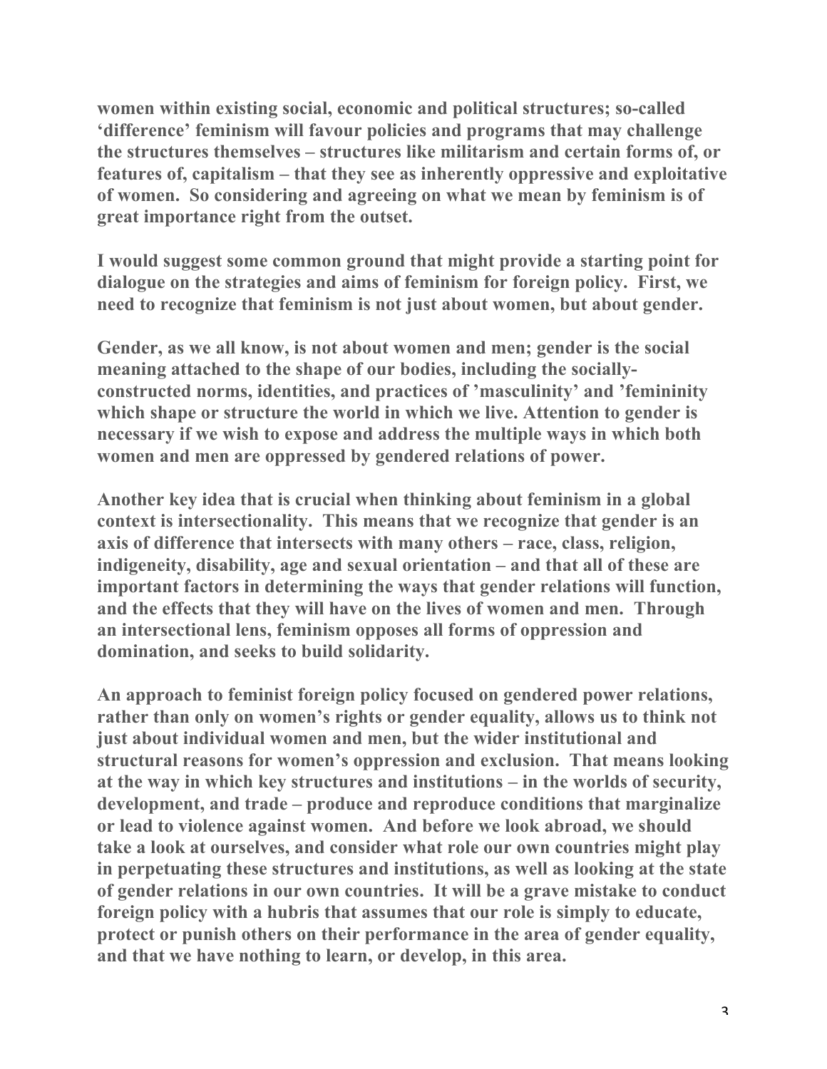**women within existing social, economic and political structures; so-called 'difference' feminism will favour policies and programs that may challenge the structures themselves – structures like militarism and certain forms of, or features of, capitalism – that they see as inherently oppressive and exploitative of women. So considering and agreeing on what we mean by feminism is of great importance right from the outset.**

**I would suggest some common ground that might provide a starting point for dialogue on the strategies and aims of feminism for foreign policy. First, we need to recognize that feminism is not just about women, but about gender.**

**Gender, as we all know, is not about women and men; gender is the social meaning attached to the shape of our bodies, including the socially-constructed norms, identities, and practices of 'masculinity' and 'femininity which shape or structure the world in which we live. Attention to gender is necessary if we wish to expose and address the multiple ways in which both women and men are oppressed by gendered relations of power.**

**Another key idea that is crucial when thinking about feminism in a global context is intersectionality. This means that we recognize that gender is an axis of difference that intersects with many others – race, class, religion, indigeneity, disability, age and sexual orientation – and that all of these are important factors in determining the ways that gender relations will function, and the effects that they will have on the lives of women and men. Through an intersectional lens, feminism opposes all forms of oppression and domination, and seeks to build solidarity.**

**An approach to feminist foreign policy focused on gendered power relations, rather than only on women's rights or gender equality, allows us to think not just about individual women and men, but the wider institutional and structural reasons for women's oppression and exclusion. That means looking at the way in which key structures and institutions – in the worlds of security, development, and trade – produce and reproduce conditions that marginalize or lead to violence against women. And before we look abroad, we should take a look at ourselves, and consider what role our own countries might play in perpetuating these structures and institutions, as well as looking at the state of gender relations in our own countries. It will be a grave mistake to conduct foreign policy with a hubris that assumes that our role is simply to educate, protect or punish others on their performance in the area of gender equality, and that we have nothing to learn, or develop, in this area.**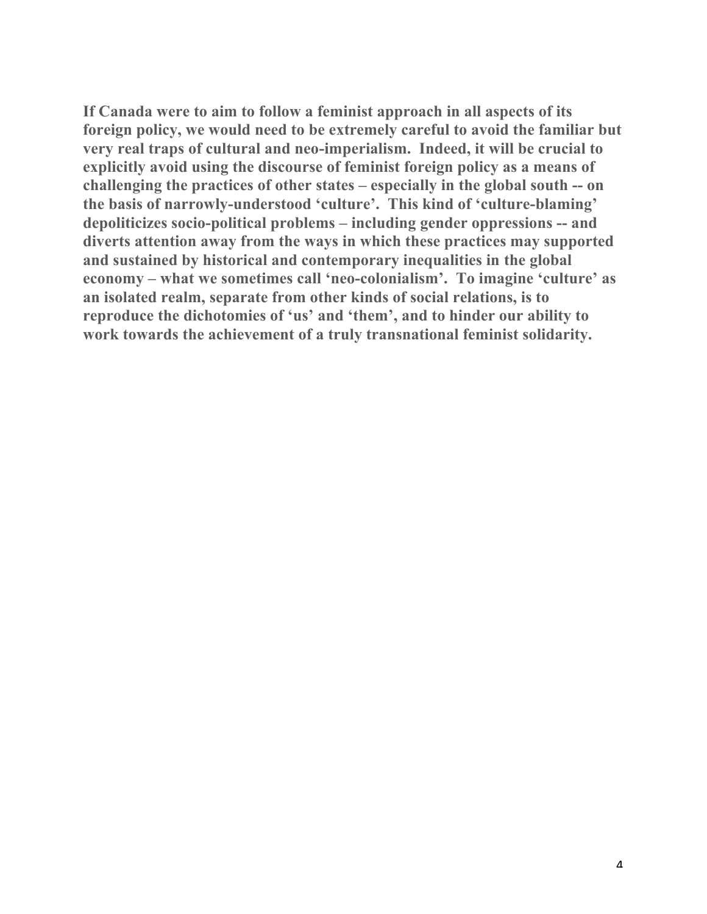**If Canada were to aim to follow a feminist approach in all aspects of its foreign policy, we would need to be extremely careful to avoid the familiar but very real traps of cultural and neo-imperialism. Indeed, it will be crucial to explicitly avoid using the discourse of feminist foreign policy as a means of challenging the practices of other states – especially in the global south -- on the basis of narrowly-understood 'culture'. This kind of 'culture-blaming' depoliticizes socio-political problems – including gender oppressions -- and diverts attention away from the ways in which these practices may supported and sustained by historical and contemporary inequalities in the global economy – what we sometimes call 'neo-colonialism'. To imagine 'culture' as an isolated realm, separate from other kinds of social relations, is to reproduce the dichotomies of 'us' and 'them', and to hinder our ability to work towards the achievement of a truly transnational feminist solidarity.**